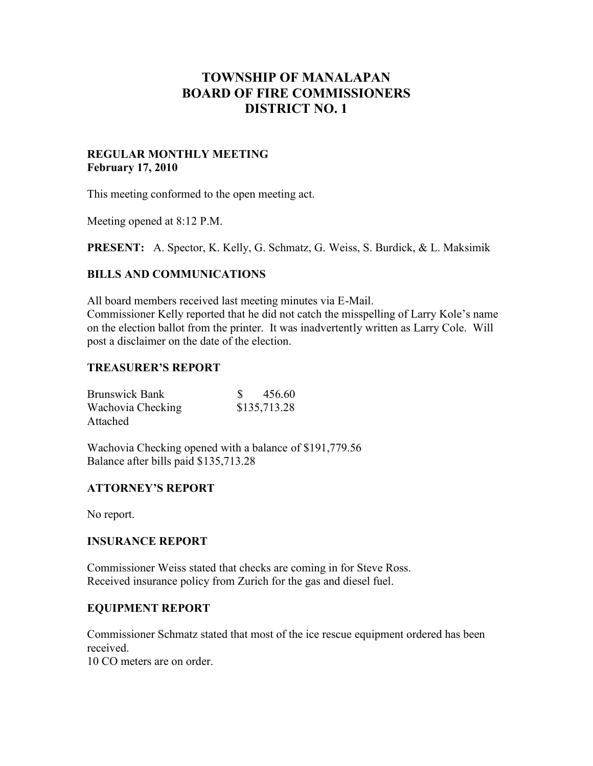# TOWNSHIP OF MANALAPAN
# BOARD OF FIRE COMMISSIONERS
# DISTRICT NO. 1

**REGULAR MONTHLY MEETING**
**February 17, 2010**

This meeting conformed to the open meeting act.

Meeting opened at 8:12 P.M.

**PRESENT:** A. Spector, K. Kelly, G. Schmatz, G. Weiss, S. Burdick, & L. Maksimik

## BILLS AND COMMUNICATIONS

All board members received last meeting minutes via E-Mail.
Commissioner Kelly reported that he did not catch the misspelling of Larry Kole's name on the election ballot from the printer. It was inadvertently written as Larry Cole. Will post a disclaimer on the date of the election.

## TREASURER'S REPORT

| | |
|---|---|
| Brunswick Bank | $ 456.60 |
| Wachovia Checking | $135,713.28 |
| Attached | |

Wachovia Checking opened with a balance of $191,779.56
Balance after bills paid $135,713.28

## ATTORNEY'S REPORT

No report.

## INSURANCE REPORT

Commissioner Weiss stated that checks are coming in for Steve Ross.
Received insurance policy from Zurich for the gas and diesel fuel.

## EQUIPMENT REPORT

Commissioner Schmatz stated that most of the ice rescue equipment ordered has been received.
10 CO meters are on order.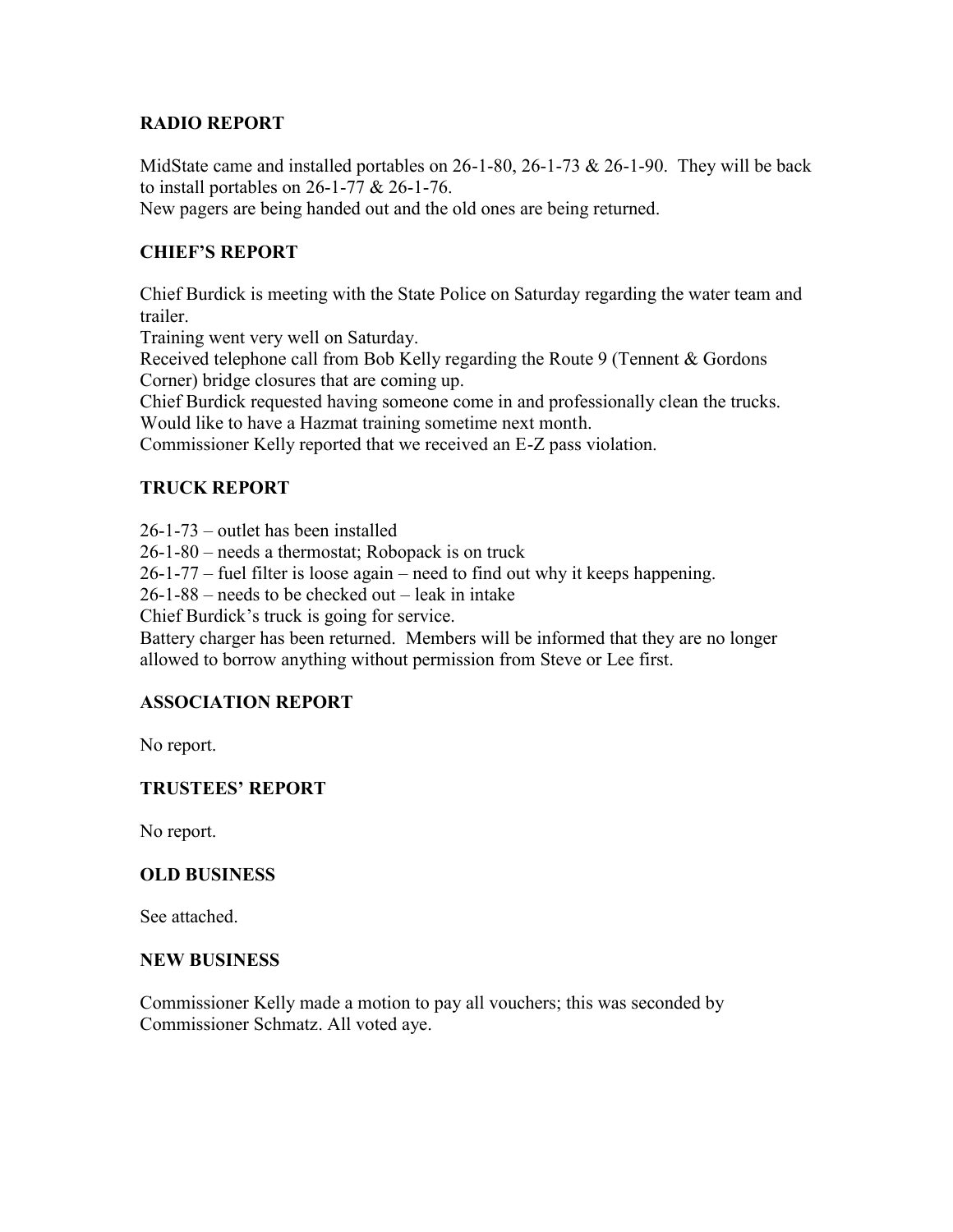## RADIO REPORT

MidState came and installed portables on 26-1-80, 26-1-73 & 26-1-90. They will be back to install portables on 26-1-77 & 26-1-76.
New pagers are being handed out and the old ones are being returned.

## CHIEF'S REPORT

Chief Burdick is meeting with the State Police on Saturday regarding the water team and trailer.
Training went very well on Saturday.
Received telephone call from Bob Kelly regarding the Route 9 (Tennent & Gordons Corner) bridge closures that are coming up.
Chief Burdick requested having someone come in and professionally clean the trucks.
Would like to have a Hazmat training sometime next month.
Commissioner Kelly reported that we received an E-Z pass violation.

## TRUCK REPORT

26-1-73 – outlet has been installed
26-1-80 – needs a thermostat; Robopack is on truck
26-1-77 – fuel filter is loose again – need to find out why it keeps happening.
26-1-88 – needs to be checked out – leak in intake
Chief Burdick's truck is going for service.
Battery charger has been returned. Members will be informed that they are no longer allowed to borrow anything without permission from Steve or Lee first.

## ASSOCIATION REPORT

No report.

## TRUSTEES' REPORT

No report.

## OLD BUSINESS

See attached.

## NEW BUSINESS

Commissioner Kelly made a motion to pay all vouchers; this was seconded by Commissioner Schmatz. All voted aye.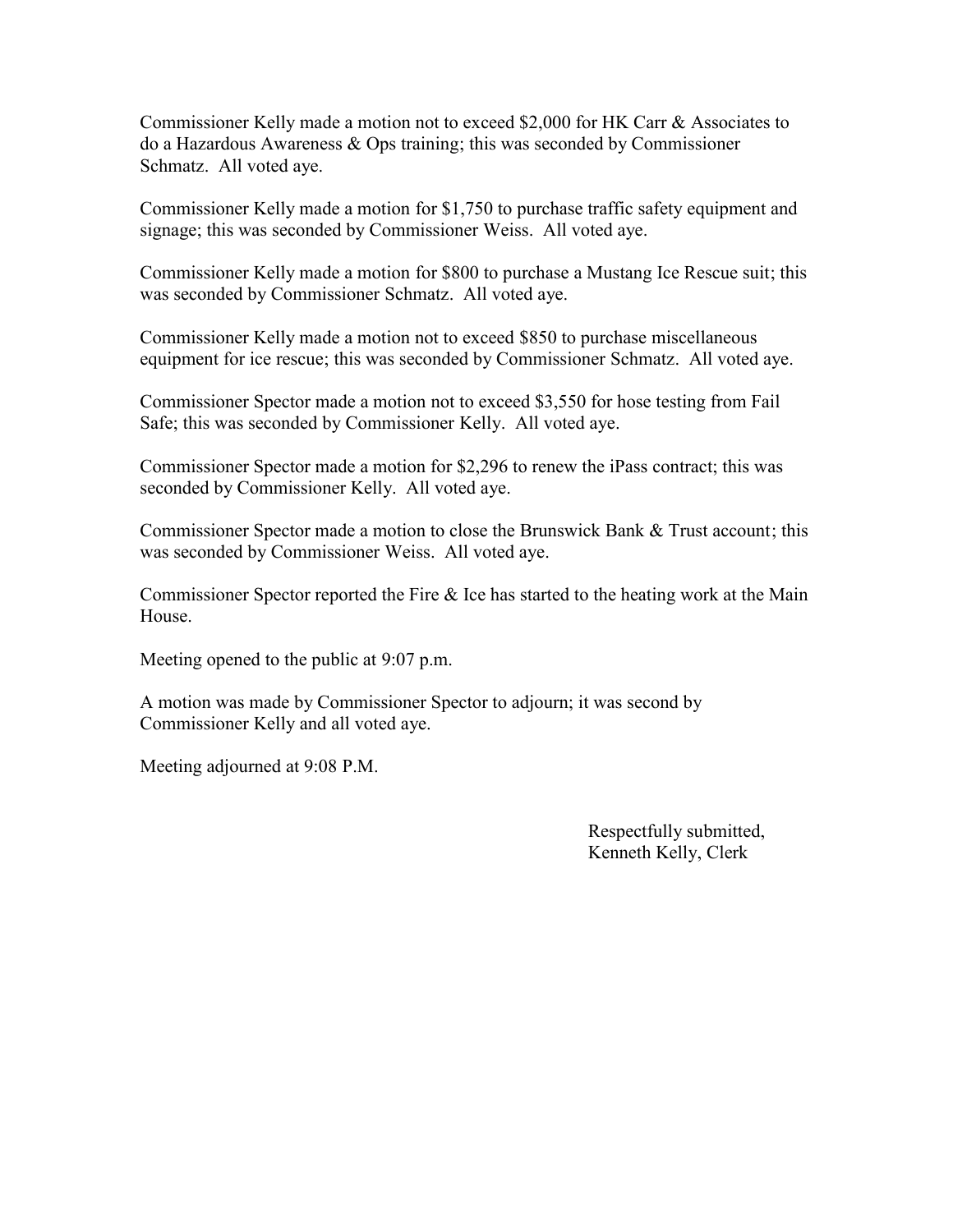Commissioner Kelly made a motion not to exceed $2,000 for HK Carr & Associates to do a Hazardous Awareness & Ops training; this was seconded by Commissioner Schmatz. All voted aye.

Commissioner Kelly made a motion for $1,750 to purchase traffic safety equipment and signage; this was seconded by Commissioner Weiss. All voted aye.

Commissioner Kelly made a motion for $800 to purchase a Mustang Ice Rescue suit; this was seconded by Commissioner Schmatz. All voted aye.

Commissioner Kelly made a motion not to exceed $850 to purchase miscellaneous equipment for ice rescue; this was seconded by Commissioner Schmatz. All voted aye.

Commissioner Spector made a motion not to exceed $3,550 for hose testing from Fail Safe; this was seconded by Commissioner Kelly. All voted aye.

Commissioner Spector made a motion for $2,296 to renew the iPass contract; this was seconded by Commissioner Kelly. All voted aye.

Commissioner Spector made a motion to close the Brunswick Bank & Trust account; this was seconded by Commissioner Weiss. All voted aye.

Commissioner Spector reported the Fire & Ice has started to the heating work at the Main House.

Meeting opened to the public at 9:07 p.m.

A motion was made by Commissioner Spector to adjourn; it was second by Commissioner Kelly and all voted aye.

Meeting adjourned at 9:08 P.M.

Respectfully submitted,
Kenneth Kelly, Clerk